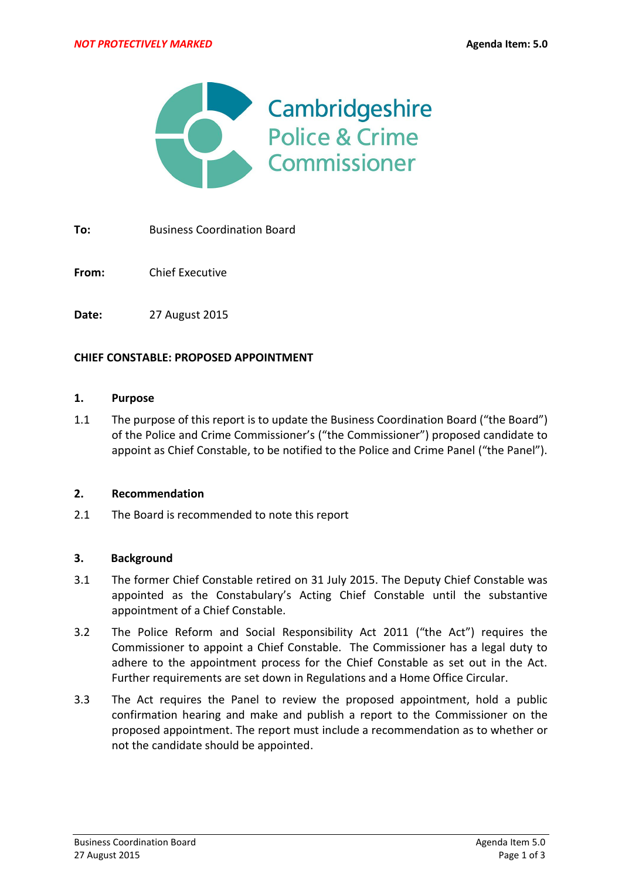NOT PROTECTIVELY MARKED

Agenda Item: 5.0

Cambridgeshire Police & Crime Commissioner

**To:** Business Coordination Board

**From:** Chief Executive

**Date:** 27 August 2015

**CHIEF CONSTABLE: PROPOSED APPOINTMENT**

**1. Purpose**

1.1 The purpose of this report is to update the Business Coordination Board ("the Board") of the Police and Crime Commissioner's ("the Commissioner") proposed candidate to appoint as Chief Constable, to be notified to the Police and Crime Panel ("the Panel").

**2. Recommendation**

2.1 The Board is recommended to note this report

**3. Background**

3.1 The former Chief Constable retired on 31 July 2015. The Deputy Chief Constable was appointed as the Constabulary's Acting Chief Constable until the substantive appointment of a Chief Constable.

3.2 The Police Reform and Social Responsibility Act 2011 ("the Act") requires the Commissioner to appoint a Chief Constable. The Commissioner has a legal duty to adhere to the appointment process for the Chief Constable as set out in the Act. Further requirements are set down in Regulations and a Home Office Circular.

3.3 The Act requires the Panel to review the proposed appointment, hold a public confirmation hearing and make and publish a report to the Commissioner on the proposed appointment. The report must include a recommendation as to whether or not the candidate should be appointed.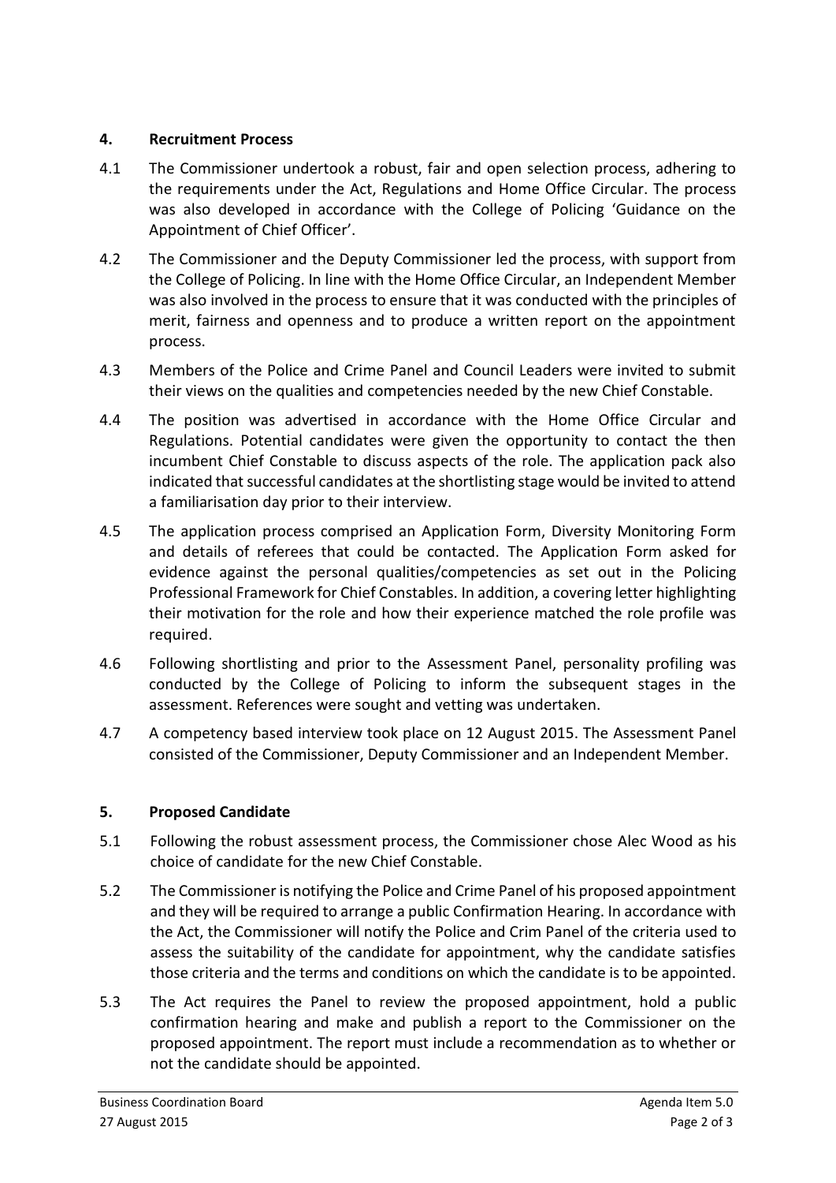## 4. Recruitment Process

4.1 The Commissioner undertook a robust, fair and open selection process, adhering to the requirements under the Act, Regulations and Home Office Circular. The process was also developed in accordance with the College of Policing 'Guidance on the Appointment of Chief Officer'.

4.2 The Commissioner and the Deputy Commissioner led the process, with support from the College of Policing. In line with the Home Office Circular, an Independent Member was also involved in the process to ensure that it was conducted with the principles of merit, fairness and openness and to produce a written report on the appointment process.

4.3 Members of the Police and Crime Panel and Council Leaders were invited to submit their views on the qualities and competencies needed by the new Chief Constable.

4.4 The position was advertised in accordance with the Home Office Circular and Regulations. Potential candidates were given the opportunity to contact the then incumbent Chief Constable to discuss aspects of the role. The application pack also indicated that successful candidates at the shortlisting stage would be invited to attend a familiarisation day prior to their interview.

4.5 The application process comprised an Application Form, Diversity Monitoring Form and details of referees that could be contacted. The Application Form asked for evidence against the personal qualities/competencies as set out in the Policing Professional Framework for Chief Constables. In addition, a covering letter highlighting their motivation for the role and how their experience matched the role profile was required.

4.6 Following shortlisting and prior to the Assessment Panel, personality profiling was conducted by the College of Policing to inform the subsequent stages in the assessment. References were sought and vetting was undertaken.

4.7 A competency based interview took place on 12 August 2015. The Assessment Panel consisted of the Commissioner, Deputy Commissioner and an Independent Member.

## 5. Proposed Candidate

5.1 Following the robust assessment process, the Commissioner chose Alec Wood as his choice of candidate for the new Chief Constable.

5.2 The Commissioner is notifying the Police and Crime Panel of his proposed appointment and they will be required to arrange a public Confirmation Hearing. In accordance with the Act, the Commissioner will notify the Police and Crim Panel of the criteria used to assess the suitability of the candidate for appointment, why the candidate satisfies those criteria and the terms and conditions on which the candidate is to be appointed.

5.3 The Act requires the Panel to review the proposed appointment, hold a public confirmation hearing and make and publish a report to the Commissioner on the proposed appointment. The report must include a recommendation as to whether or not the candidate should be appointed.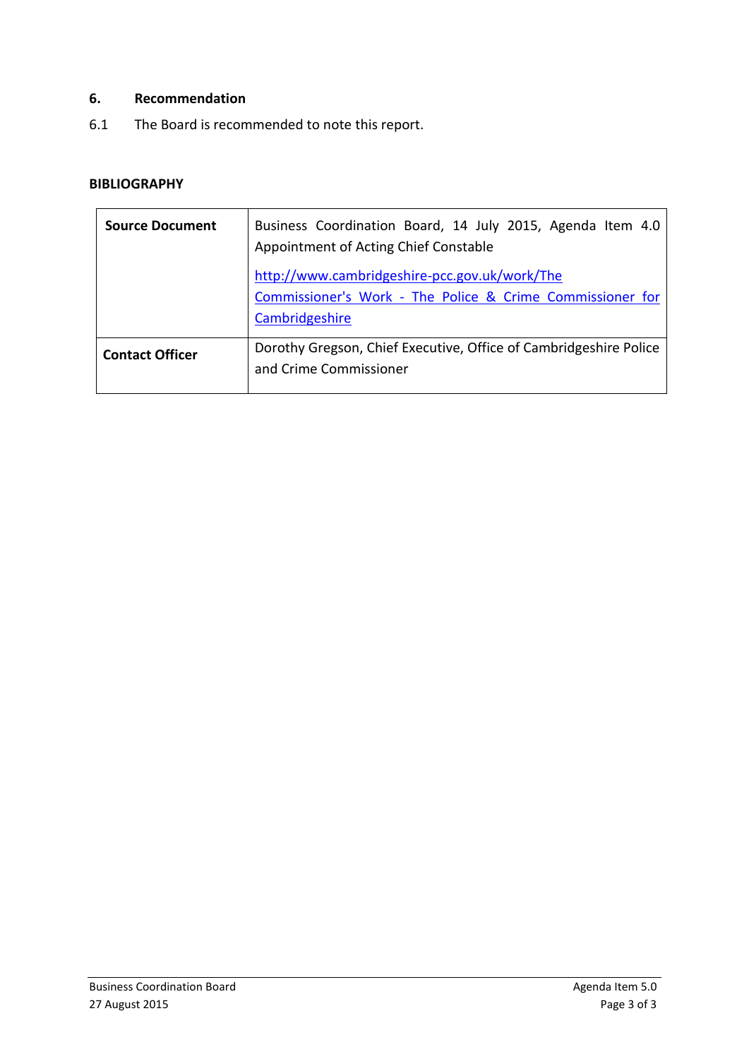## 6. Recommendation

6.1 The Board is recommended to note this report.

**BIBLIOGRAPHY**

| | |
|---|---|
| **Source Document** | Business Coordination Board, 14 July 2015, Agenda Item 4.0 Appointment of Acting Chief Constable<br><br>[http://www.cambridgeshire-pcc.gov.uk/work/The Commissioner's Work - The Police & Crime Commissioner for Cambridgeshire](http://www.cambridgeshire-pcc.gov.uk/work/) |
| **Contact Officer** | Dorothy Gregson, Chief Executive, Office of Cambridgeshire Police and Crime Commissioner |